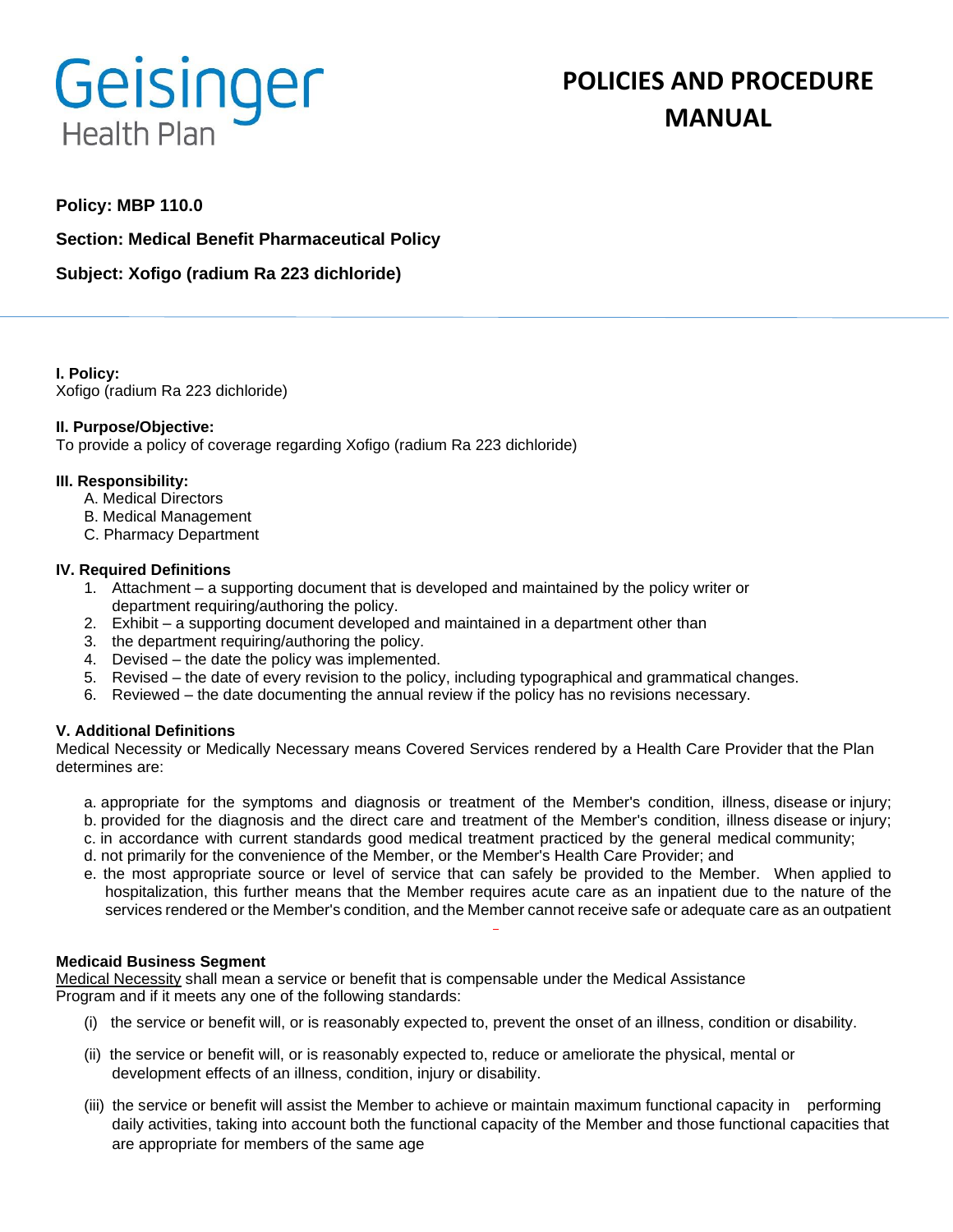Geisinger Health Plan

# POLICIES AND PROCEDURE MANUAL

**Policy: MBP 110.0**

**Section: Medical Benefit Pharmaceutical Policy**

**Subject: Xofigo (radium Ra 223 dichloride)**

**I. Policy:**
Xofigo (radium Ra 223 dichloride)

**II. Purpose/Objective:**
To provide a policy of coverage regarding Xofigo (radium Ra 223 dichloride)

**III. Responsibility:**

A. Medical Directors
B. Medical Management
C. Pharmacy Department

**IV. Required Definitions**

1. Attachment – a supporting document that is developed and maintained by the policy writer or department requiring/authoring the policy.
2. Exhibit – a supporting document developed and maintained in a department other than
3. the department requiring/authoring the policy.
4. Devised – the date the policy was implemented.
5. Revised – the date of every revision to the policy, including typographical and grammatical changes.
6. Reviewed – the date documenting the annual review if the policy has no revisions necessary.

**V. Additional Definitions**
Medical Necessity or Medically Necessary means Covered Services rendered by a Health Care Provider that the Plan determines are:

a. appropriate for the symptoms and diagnosis or treatment of the Member's condition, illness, disease or injury;
b. provided for the diagnosis and the direct care and treatment of the Member's condition, illness disease or injury;
c. in accordance with current standards good medical treatment practiced by the general medical community;
d. not primarily for the convenience of the Member, or the Member's Health Care Provider; and
e. the most appropriate source or level of service that can safely be provided to the Member. When applied to hospitalization, this further means that the Member requires acute care as an inpatient due to the nature of the services rendered or the Member's condition, and the Member cannot receive safe or adequate care as an outpatient

**Medicaid Business Segment**
Medical Necessity shall mean a service or benefit that is compensable under the Medical Assistance Program and if it meets any one of the following standards:

(i) the service or benefit will, or is reasonably expected to, prevent the onset of an illness, condition or disability.

(ii) the service or benefit will, or is reasonably expected to, reduce or ameliorate the physical, mental or development effects of an illness, condition, injury or disability.

(iii) the service or benefit will assist the Member to achieve or maintain maximum functional capacity in performing daily activities, taking into account both the functional capacity of the Member and those functional capacities that are appropriate for members of the same age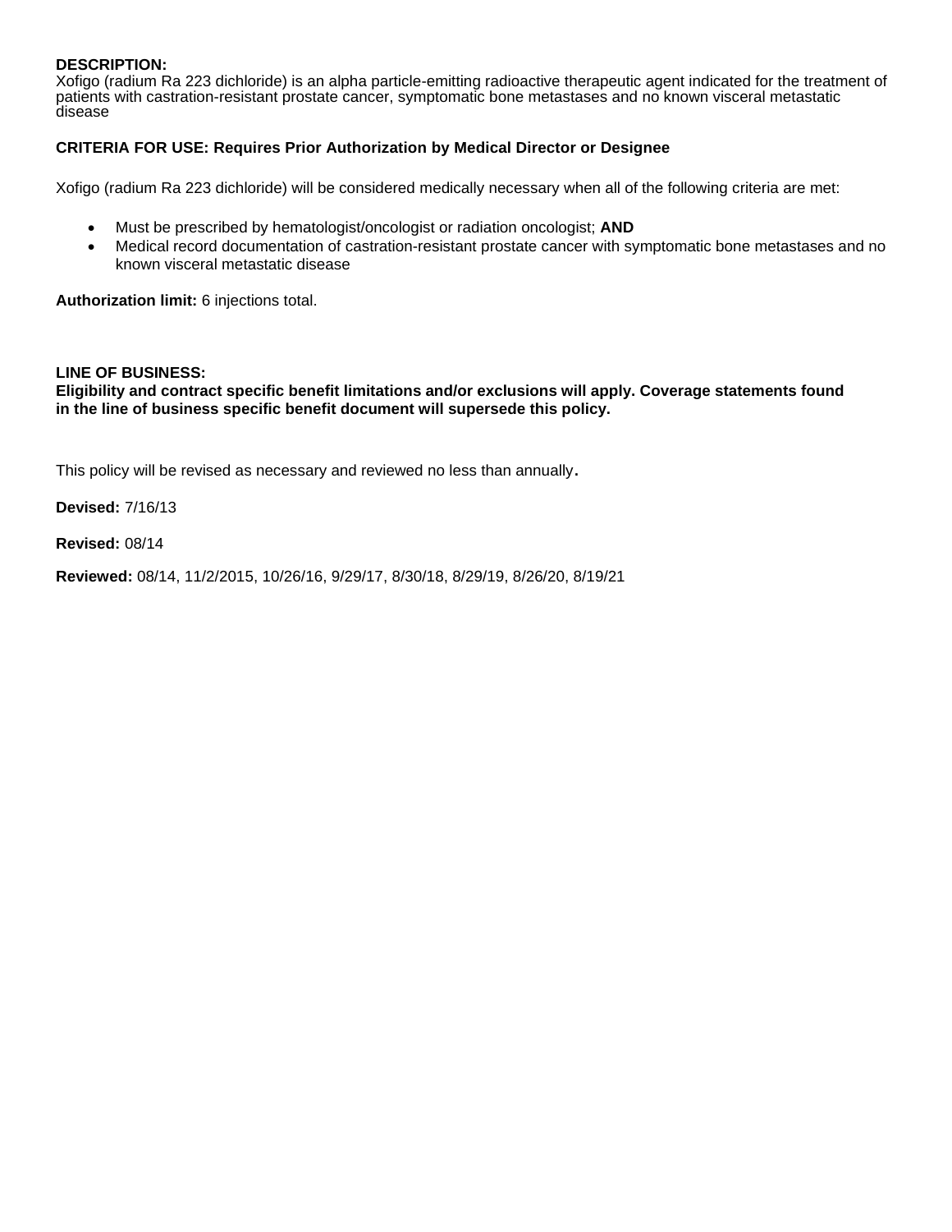**DESCRIPTION:**
Xofigo (radium Ra 223 dichloride) is an alpha particle-emitting radioactive therapeutic agent indicated for the treatment of patients with castration-resistant prostate cancer, symptomatic bone metastases and no known visceral metastatic disease

**CRITERIA FOR USE: Requires Prior Authorization by Medical Director or Designee**

Xofigo (radium Ra 223 dichloride) will be considered medically necessary when all of the following criteria are met:

- Must be prescribed by hematologist/oncologist or radiation oncologist; **AND**
- Medical record documentation of castration-resistant prostate cancer with symptomatic bone metastases and no known visceral metastatic disease

**Authorization limit:** 6 injections total.

**LINE OF BUSINESS:**
**Eligibility and contract specific benefit limitations and/or exclusions will apply. Coverage statements found in the line of business specific benefit document will supersede this policy.**

This policy will be revised as necessary and reviewed no less than annually.

**Devised:** 7/16/13

**Revised:** 08/14

**Reviewed:** 08/14, 11/2/2015, 10/26/16, 9/29/17, 8/30/18, 8/29/19, 8/26/20, 8/19/21